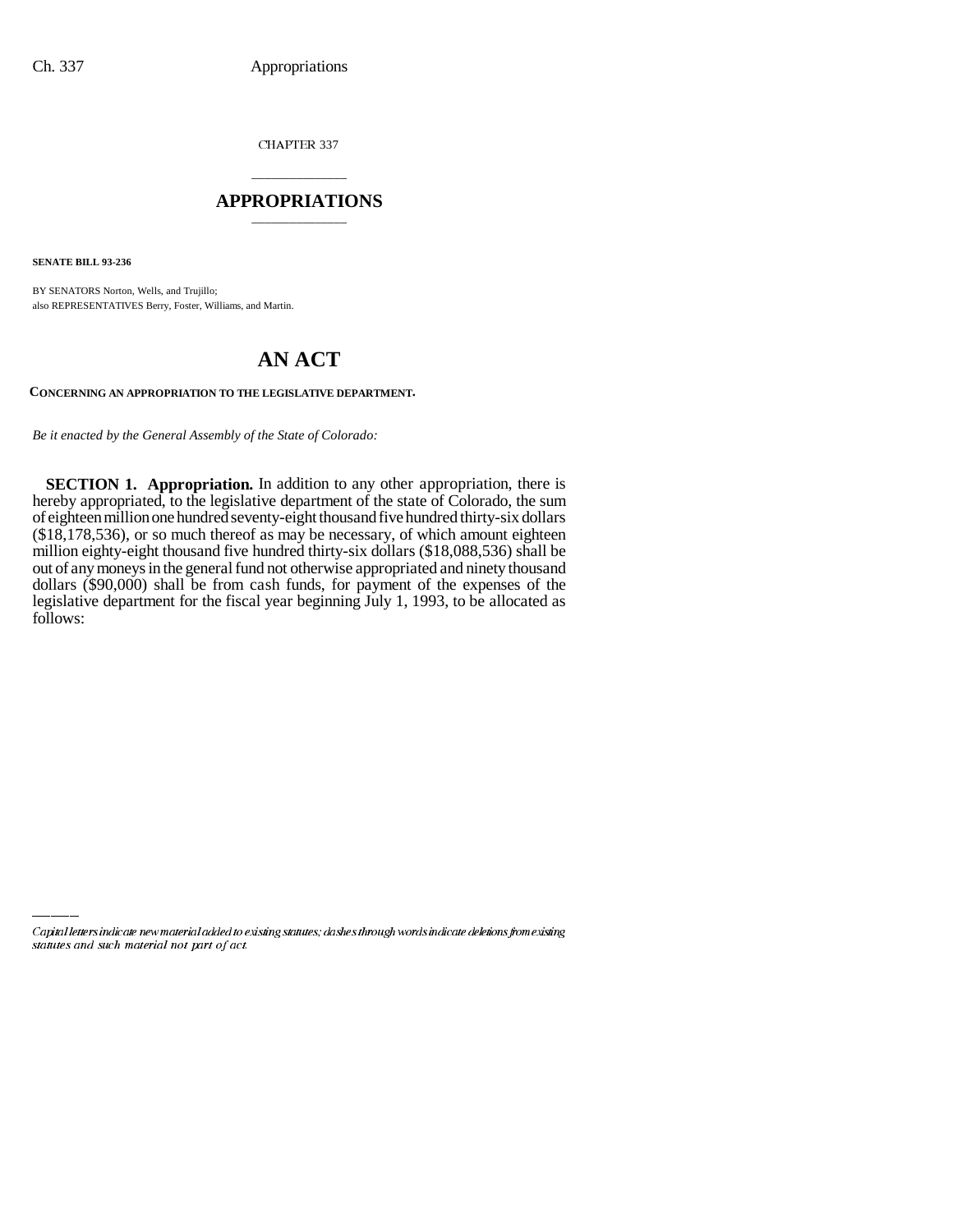CHAPTER 337

# APPROPRIATIONS

**SENATE BILL 93-236**

BY SENATORS Norton, Wells, and Trujillo;
also REPRESENTATIVES Berry, Foster, Williams, and Martin.

# AN ACT

**CONCERNING AN APPROPRIATION TO THE LEGISLATIVE DEPARTMENT.**

*Be it enacted by the General Assembly of the State of Colorado:*

**SECTION 1. Appropriation.** In addition to any other appropriation, there is hereby appropriated, to the legislative department of the state of Colorado, the sum of eighteen million one hundred seventy-eight thousand five hundred thirty-six dollars ($18,178,536), or so much thereof as may be necessary, of which amount eighteen million eighty-eight thousand five hundred thirty-six dollars ($18,088,536) shall be out of any moneys in the general fund not otherwise appropriated and ninety thousand dollars ($90,000) shall be from cash funds, for payment of the expenses of the legislative department for the fiscal year beginning July 1, 1993, to be allocated as follows:

*Capital letters indicate new material added to existing statutes; dashes through words indicate deletions from existing statutes and such material not part of act.*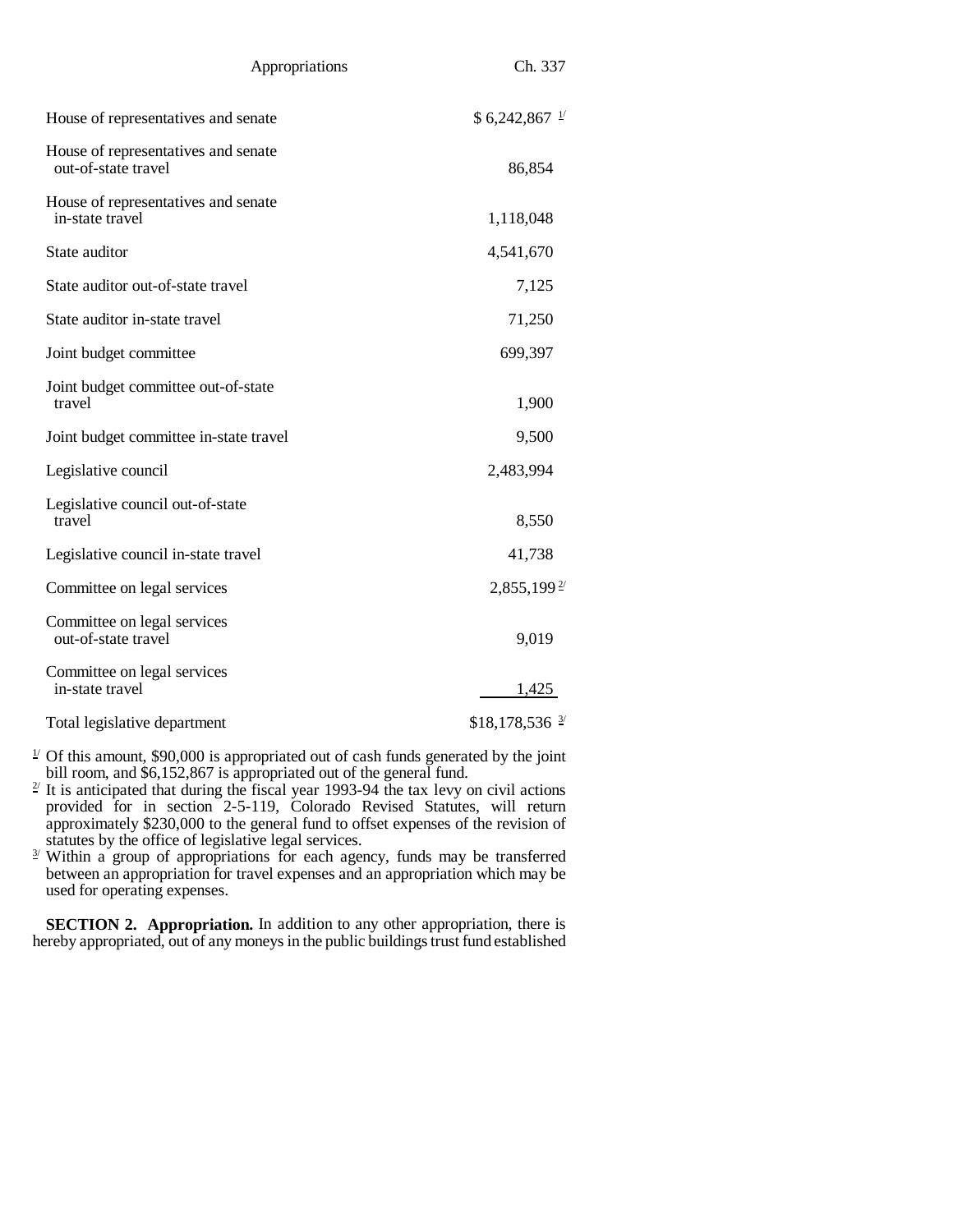| | |
|---|---|
| House of representatives and senate | $ 6,242,867 [1/] |
| House of representatives and senate out-of-state travel | 86,854 |
| House of representatives and senate in-state travel | 1,118,048 |
| State auditor | 4,541,670 |
| State auditor out-of-state travel | 7,125 |
| State auditor in-state travel | 71,250 |
| Joint budget committee | 699,397 |
| Joint budget committee out-of-state travel | 1,900 |
| Joint budget committee in-state travel | 9,500 |
| Legislative council | 2,483,994 |
| Legislative council out-of-state travel | 8,550 |
| Legislative council in-state travel | 41,738 |
| Committee on legal services | 2,855,199 [2/] |
| Committee on legal services out-of-state travel | 9,019 |
| Committee on legal services in-state travel | 1,425 |
| Total legislative department | $18,178,536 [3/] |

[1/] Of this amount, $90,000 is appropriated out of cash funds generated by the joint bill room, and $6,152,867 is appropriated out of the general fund.

[2/] It is anticipated that during the fiscal year 1993-94 the tax levy on civil actions provided for in section 2-5-119, Colorado Revised Statutes, will return approximately $230,000 to the general fund to offset expenses of the revision of statutes by the office of legislative legal services.

[3/] Within a group of appropriations for each agency, funds may be transferred between an appropriation for travel expenses and an appropriation which may be used for operating expenses.

**SECTION 2. Appropriation.** In addition to any other appropriation, there is hereby appropriated, out of any moneys in the public buildings trust fund established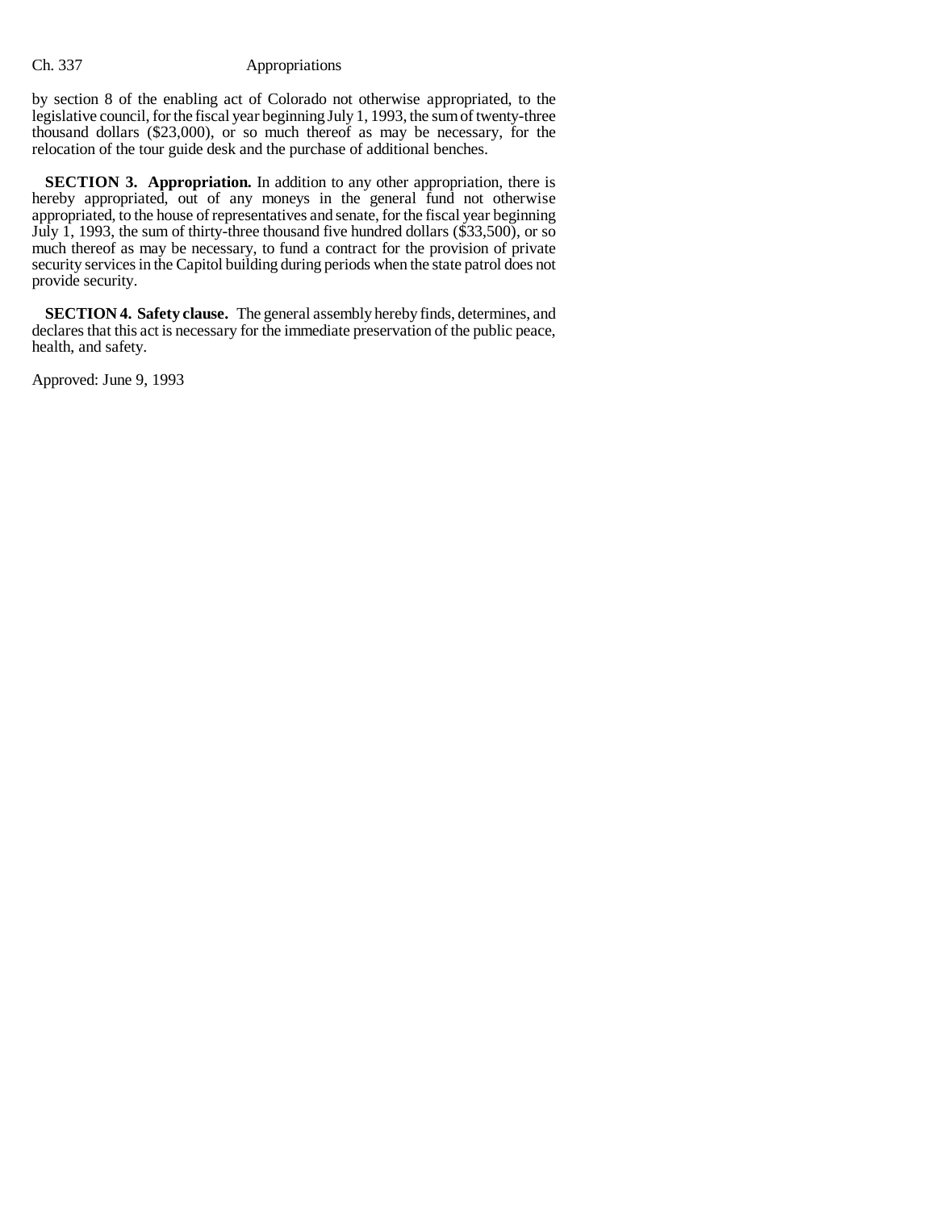by section 8 of the enabling act of Colorado not otherwise appropriated, to the legislative council, for the fiscal year beginning July 1, 1993, the sum of twenty-three thousand dollars ($23,000), or so much thereof as may be necessary, for the relocation of the tour guide desk and the purchase of additional benches.

**SECTION 3. Appropriation.** In addition to any other appropriation, there is hereby appropriated, out of any moneys in the general fund not otherwise appropriated, to the house of representatives and senate, for the fiscal year beginning July 1, 1993, the sum of thirty-three thousand five hundred dollars ($33,500), or so much thereof as may be necessary, to fund a contract for the provision of private security services in the Capitol building during periods when the state patrol does not provide security.

**SECTION 4. Safety clause.** The general assembly hereby finds, determines, and declares that this act is necessary for the immediate preservation of the public peace, health, and safety.

Approved: June 9, 1993